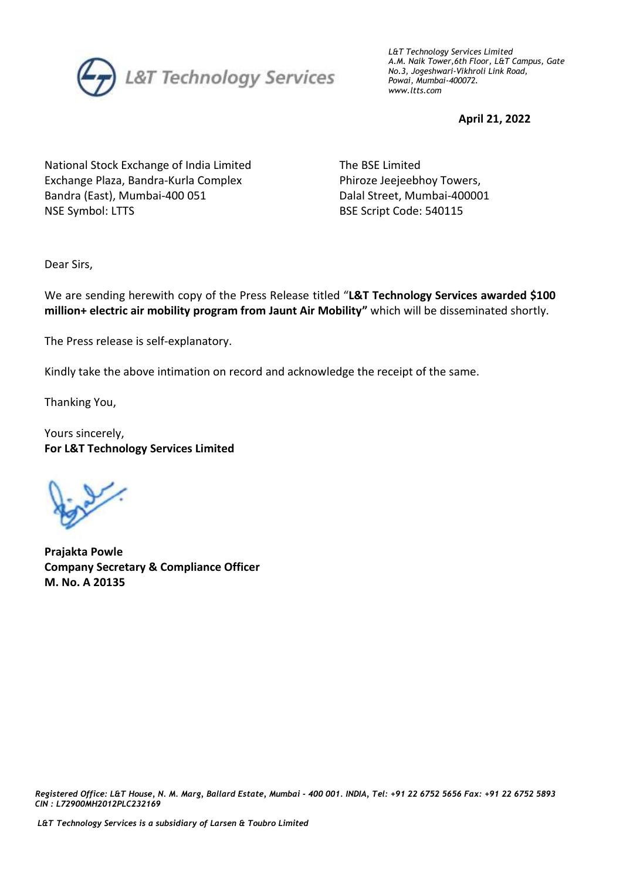L&T Technology Services

*L&T Technology Services Limited*
*A.M. Naik Tower,6th Floor, L&T Campus, Gate No.3, Jogeshwari-Vikhroli Link Road, Powai, Mumbai-400072.*
*www.ltts.com*

**April 21, 2022**

National Stock Exchange of India Limited
Exchange Plaza, Bandra-Kurla Complex
Bandra (East), Mumbai-400 051
NSE Symbol: LTTS

The BSE Limited
Phiroze Jeejeebhoy Towers,
Dalal Street, Mumbai-400001
BSE Script Code: 540115

Dear Sirs,

We are sending herewith copy of the Press Release titled "**L&T Technology Services awarded $100 million+ electric air mobility program from Jaunt Air Mobility"** which will be disseminated shortly.

The Press release is self-explanatory.

Kindly take the above intimation on record and acknowledge the receipt of the same.

Thanking You,

Yours sincerely,
**For L&T Technology Services Limited**

**Prajakta Powle**
**Company Secretary & Compliance Officer**
**M. No. A 20135**

*Registered Office: L&T House, N. M. Marg, Ballard Estate, Mumbai - 400 001. INDIA, Tel: +91 22 6752 5656 Fax: +91 22 6752 5893*
*CIN : L72900MH2012PLC232169*

*L&T Technology Services is a subsidiary of Larsen & Toubro Limited*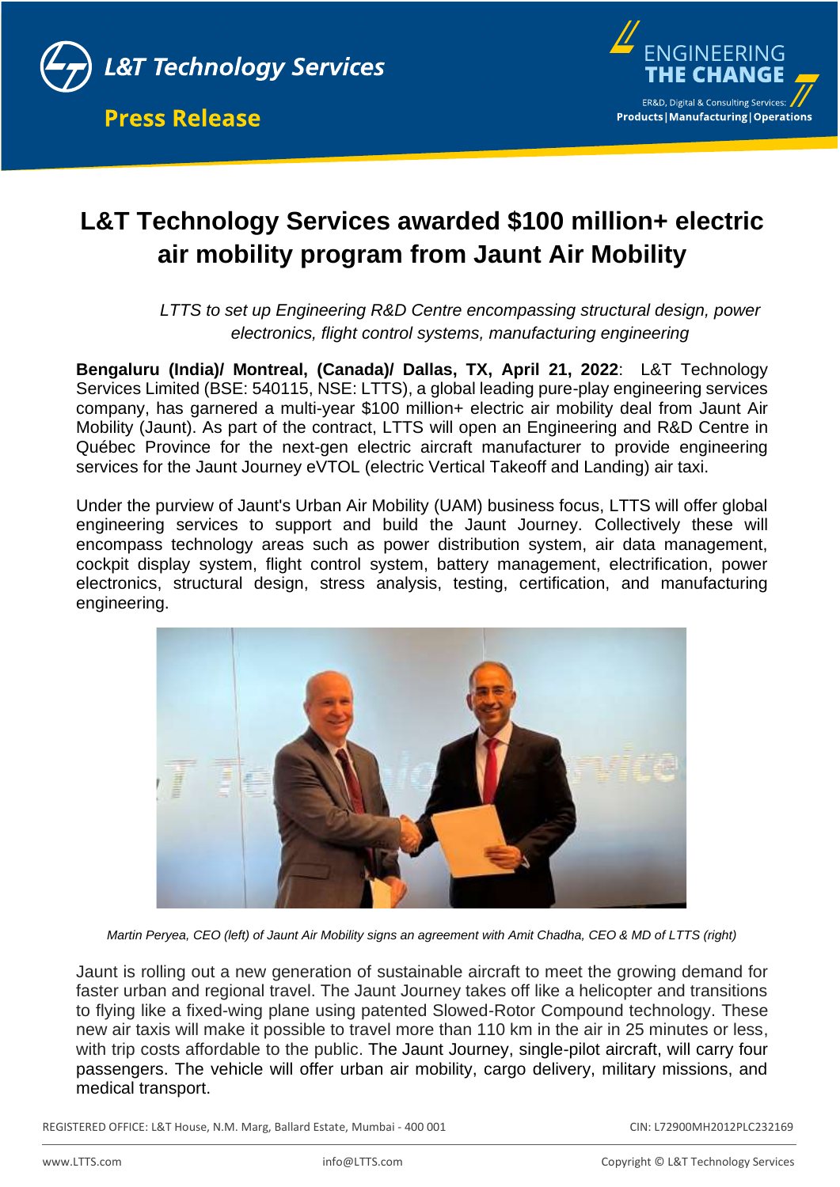# L&T Technology Services awarded $100 million+ electric air mobility program from Jaunt Air Mobility

*LTTS to set up Engineering R&D Centre encompassing structural design, power electronics, flight control systems, manufacturing engineering*

**Bengaluru (India)/ Montreal, (Canada)/ Dallas, TX, April 21, 2022**: L&T Technology Services Limited (BSE: 540115, NSE: LTTS), a global leading pure-play engineering services company, has garnered a multi-year $100 million+ electric air mobility deal from Jaunt Air Mobility (Jaunt). As part of the contract, LTTS will open an Engineering and R&D Centre in Québec Province for the next-gen electric aircraft manufacturer to provide engineering services for the Jaunt Journey eVTOL (electric Vertical Takeoff and Landing) air taxi.

Under the purview of Jaunt's Urban Air Mobility (UAM) business focus, LTTS will offer global engineering services to support and build the Jaunt Journey. Collectively these will encompass technology areas such as power distribution system, air data management, cockpit display system, flight control system, battery management, electrification, power electronics, structural design, stress analysis, testing, certification, and manufacturing engineering.

*Martin Peryea, CEO (left) of Jaunt Air Mobility signs an agreement with Amit Chadha, CEO & MD of LTTS (right)*

Jaunt is rolling out a new generation of sustainable aircraft to meet the growing demand for faster urban and regional travel. The Jaunt Journey takes off like a helicopter and transitions to flying like a fixed-wing plane using patented Slowed-Rotor Compound technology. These new air taxis will make it possible to travel more than 110 km in the air in 25 minutes or less, with trip costs affordable to the public. The Jaunt Journey, single-pilot aircraft, will carry four passengers. The vehicle will offer urban air mobility, cargo delivery, military missions, and medical transport.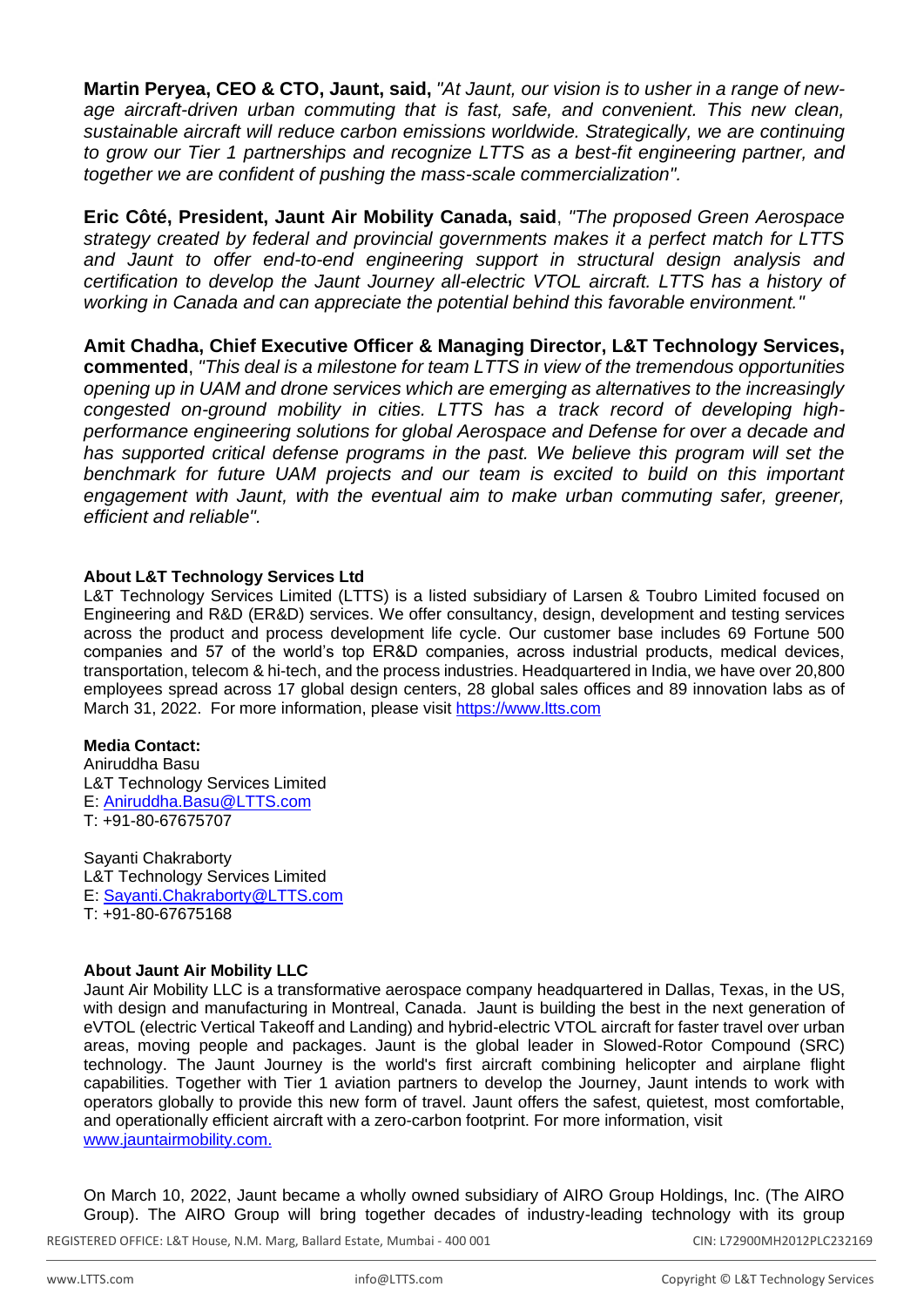**Martin Peryea, CEO & CTO, Jaunt, said,** *"At Jaunt, our vision is to usher in a range of new-age aircraft-driven urban commuting that is fast, safe, and convenient. This new clean, sustainable aircraft will reduce carbon emissions worldwide. Strategically, we are continuing to grow our Tier 1 partnerships and recognize LTTS as a best-fit engineering partner, and together we are confident of pushing the mass-scale commercialization".*

**Eric Côté, President, Jaunt Air Mobility Canada, said**, *"The proposed Green Aerospace strategy created by federal and provincial governments makes it a perfect match for LTTS and Jaunt to offer end-to-end engineering support in structural design analysis and certification to develop the Jaunt Journey all-electric VTOL aircraft. LTTS has a history of working in Canada and can appreciate the potential behind this favorable environment."*

**Amit Chadha, Chief Executive Officer & Managing Director, L&T Technology Services, commented**, *"This deal is a milestone for team LTTS in view of the tremendous opportunities opening up in UAM and drone services which are emerging as alternatives to the increasingly congested on-ground mobility in cities. LTTS has a track record of developing high-performance engineering solutions for global Aerospace and Defense for over a decade and has supported critical defense programs in the past. We believe this program will set the benchmark for future UAM projects and our team is excited to build on this important engagement with Jaunt, with the eventual aim to make urban commuting safer, greener, efficient and reliable".*

**About L&T Technology Services Ltd**

L&T Technology Services Limited (LTTS) is a listed subsidiary of Larsen & Toubro Limited focused on Engineering and R&D (ER&D) services. We offer consultancy, design, development and testing services across the product and process development life cycle. Our customer base includes 69 Fortune 500 companies and 57 of the world's top ER&D companies, across industrial products, medical devices, transportation, telecom & hi-tech, and the process industries. Headquartered in India, we have over 20,800 employees spread across 17 global design centers, 28 global sales offices and 89 innovation labs as of March 31, 2022. For more information, please visit https://www.ltts.com

**Media Contact:**

Aniruddha Basu
L&T Technology Services Limited
E: Aniruddha.Basu@LTTS.com
T: +91-80-67675707

Sayanti Chakraborty
L&T Technology Services Limited
E: Sayanti.Chakraborty@LTTS.com
T: +91-80-67675168

**About Jaunt Air Mobility LLC**

Jaunt Air Mobility LLC is a transformative aerospace company headquartered in Dallas, Texas, in the US, with design and manufacturing in Montreal, Canada. Jaunt is building the best in the next generation of eVTOL (electric Vertical Takeoff and Landing) and hybrid-electric VTOL aircraft for faster travel over urban areas, moving people and packages. Jaunt is the global leader in Slowed-Rotor Compound (SRC) technology. The Jaunt Journey is the world's first aircraft combining helicopter and airplane flight capabilities. Together with Tier 1 aviation partners to develop the Journey, Jaunt intends to work with operators globally to provide this new form of travel. Jaunt offers the safest, quietest, most comfortable, and operationally efficient aircraft with a zero-carbon footprint. For more information, visit www.jauntairmobility.com.

On March 10, 2022, Jaunt became a wholly owned subsidiary of AIRO Group Holdings, Inc. (The AIRO Group). The AIRO Group will bring together decades of industry-leading technology with its group

REGISTERED OFFICE: L&T House, N.M. Marg, Ballard Estate, Mumbai - 400 001 CIN: L72900MH2012PLC232169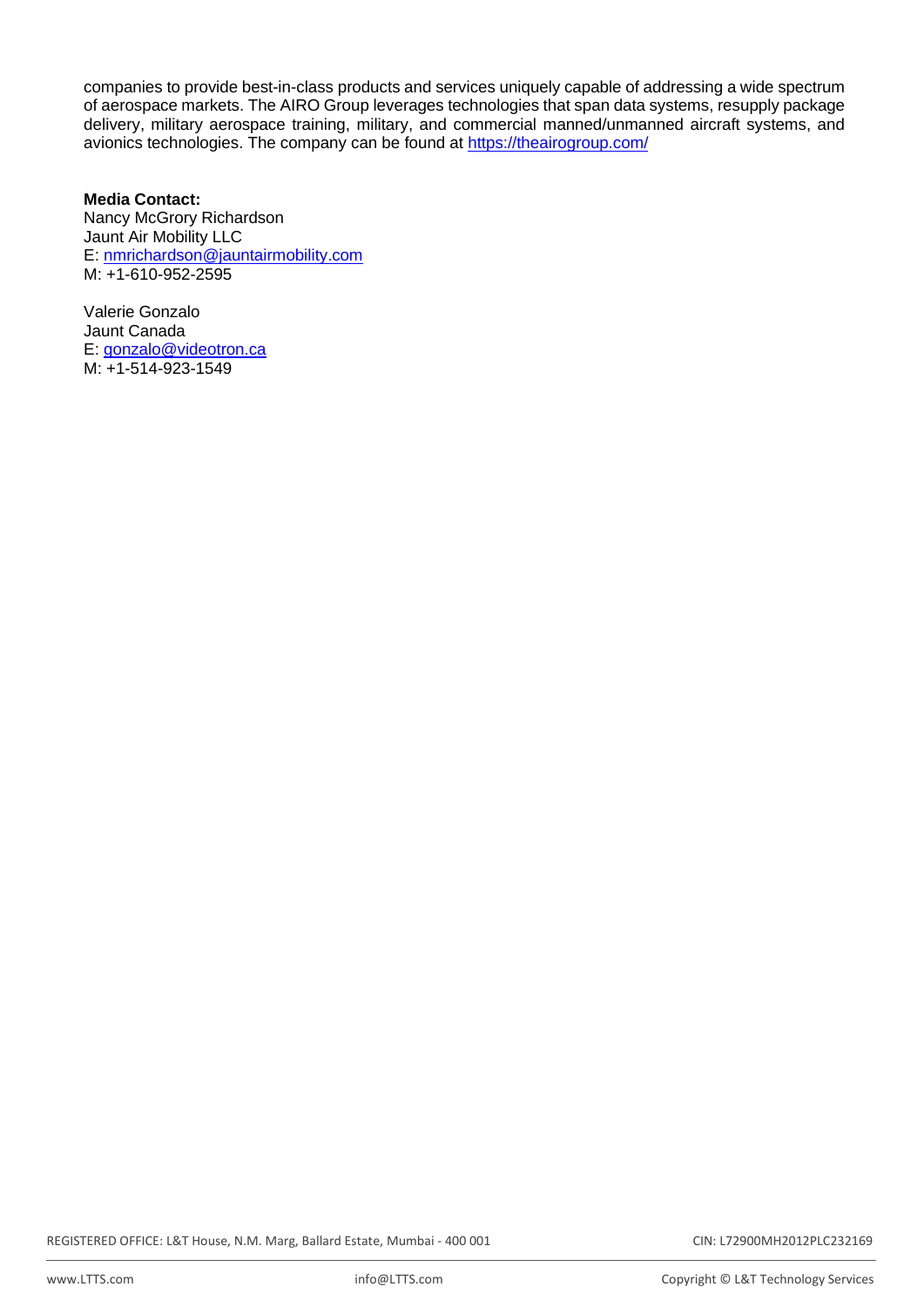companies to provide best-in-class products and services uniquely capable of addressing a wide spectrum of aerospace markets. The AIRO Group leverages technologies that span data systems, resupply package delivery, military aerospace training, military, and commercial manned/unmanned aircraft systems, and avionics technologies. The company can be found at https://theairogroup.com/

**Media Contact:**
Nancy McGrory Richardson
Jaunt Air Mobility LLC
E: nmrichardson@jauntairmobility.com
M: +1-610-952-2595

Valerie Gonzalo
Jaunt Canada
E: gonzalo@videotron.ca
M: +1-514-923-1549